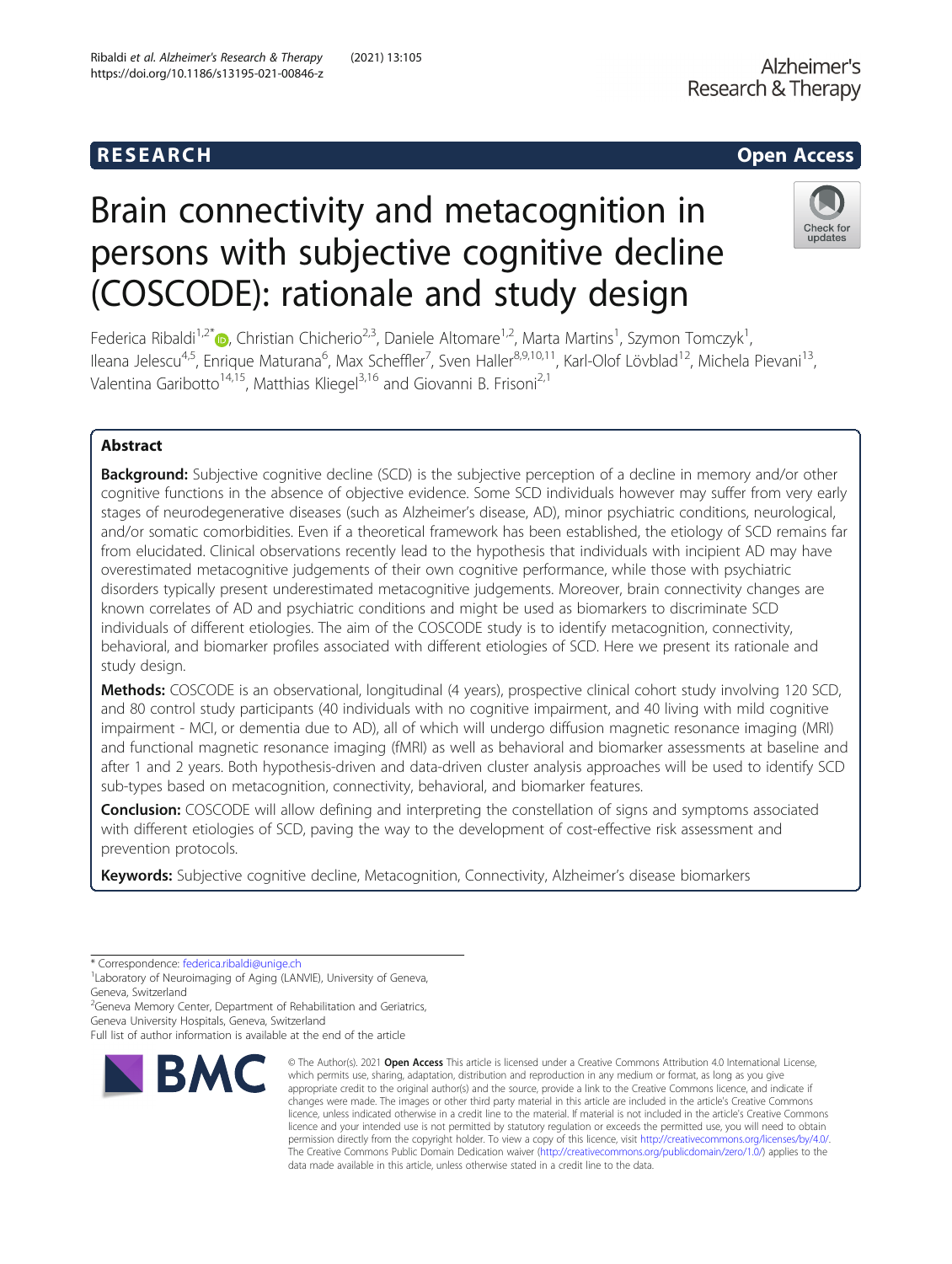RESEARCH

Open Access

# Brain connectivity and metacognition in persons with subjective cognitive decline (COSCODE): rationale and study design

Federica Ribaldi[1,2*], Christian Chicherio[2,3], Daniele Altomare[1,2], Marta Martins[1], Szymon Tomczyk[1], Ileana Jelescu[4,5], Enrique Maturana[6], Max Scheffler[7], Sven Haller[8,9,10,11], Karl-Olof Lövblad[12], Michela Pievani[13], Valentina Garibotto[14,15], Matthias Kliegel[3,16] and Giovanni B. Frisoni[2,1]

## Abstract

**Background:** Subjective cognitive decline (SCD) is the subjective perception of a decline in memory and/or other cognitive functions in the absence of objective evidence. Some SCD individuals however may suffer from very early stages of neurodegenerative diseases (such as Alzheimer's disease, AD), minor psychiatric conditions, neurological, and/or somatic comorbidities. Even if a theoretical framework has been established, the etiology of SCD remains far from elucidated. Clinical observations recently lead to the hypothesis that individuals with incipient AD may have overestimated metacognitive judgements of their own cognitive performance, while those with psychiatric disorders typically present underestimated metacognitive judgements. Moreover, brain connectivity changes are known correlates of AD and psychiatric conditions and might be used as biomarkers to discriminate SCD individuals of different etiologies. The aim of the COSCODE study is to identify metacognition, connectivity, behavioral, and biomarker profiles associated with different etiologies of SCD. Here we present its rationale and study design.

**Methods:** COSCODE is an observational, longitudinal (4 years), prospective clinical cohort study involving 120 SCD, and 80 control study participants (40 individuals with no cognitive impairment, and 40 living with mild cognitive impairment - MCI, or dementia due to AD), all of which will undergo diffusion magnetic resonance imaging (MRI) and functional magnetic resonance imaging (fMRI) as well as behavioral and biomarker assessments at baseline and after 1 and 2 years. Both hypothesis-driven and data-driven cluster analysis approaches will be used to identify SCD sub-types based on metacognition, connectivity, behavioral, and biomarker features.

**Conclusion:** COSCODE will allow defining and interpreting the constellation of signs and symptoms associated with different etiologies of SCD, paving the way to the development of cost-effective risk assessment and prevention protocols.

**Keywords:** Subjective cognitive decline, Metacognition, Connectivity, Alzheimer's disease biomarkers

---

* Correspondence: federica.ribaldi@unige.ch
[1]Laboratory of Neuroimaging of Aging (LANVIE), University of Geneva, Geneva, Switzerland
[2]Geneva Memory Center, Department of Rehabilitation and Geriatrics, Geneva University Hospitals, Geneva, Switzerland
Full list of author information is available at the end of the article

© The Author(s). 2021 **Open Access** This article is licensed under a Creative Commons Attribution 4.0 International License, which permits use, sharing, adaptation, distribution and reproduction in any medium or format, as long as you give appropriate credit to the original author(s) and the source, provide a link to the Creative Commons licence, and indicate if changes were made. The images or other third party material in this article are included in the article's Creative Commons licence, unless indicated otherwise in a credit line to the material. If material is not included in the article's Creative Commons licence and your intended use is not permitted by statutory regulation or exceeds the permitted use, you will need to obtain permission directly from the copyright holder. To view a copy of this licence, visit http://creativecommons.org/licenses/by/4.0/. The Creative Commons Public Domain Dedication waiver (http://creativecommons.org/publicdomain/zero/1.0/) applies to the data made available in this article, unless otherwise stated in a credit line to the data.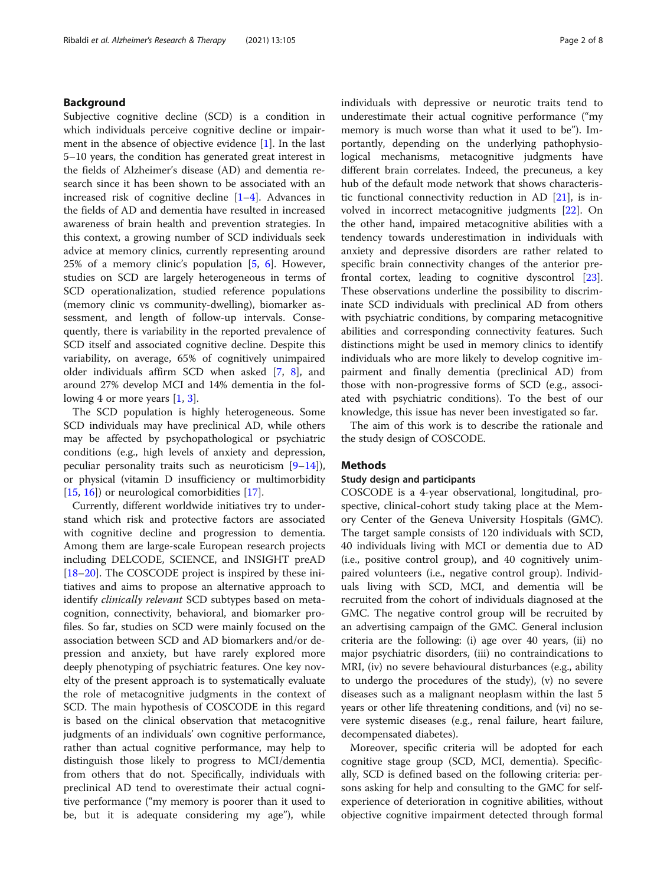## Background

Subjective cognitive decline (SCD) is a condition in which individuals perceive cognitive decline or impairment in the absence of objective evidence [1]. In the last 5–10 years, the condition has generated great interest in the fields of Alzheimer's disease (AD) and dementia research since it has been shown to be associated with an increased risk of cognitive decline [1–4]. Advances in the fields of AD and dementia have resulted in increased awareness of brain health and prevention strategies. In this context, a growing number of SCD individuals seek advice at memory clinics, currently representing around 25% of a memory clinic's population [5, 6]. However, studies on SCD are largely heterogeneous in terms of SCD operationalization, studied reference populations (memory clinic vs community-dwelling), biomarker assessment, and length of follow-up intervals. Consequently, there is variability in the reported prevalence of SCD itself and associated cognitive decline. Despite this variability, on average, 65% of cognitively unimpaired older individuals affirm SCD when asked [7, 8], and around 27% develop MCI and 14% dementia in the following 4 or more years [1, 3].

The SCD population is highly heterogeneous. Some SCD individuals may have preclinical AD, while others may be affected by psychopathological or psychiatric conditions (e.g., high levels of anxiety and depression, peculiar personality traits such as neuroticism [9–14]), or physical (vitamin D insufficiency or multimorbidity [15, 16]) or neurological comorbidities [17].

Currently, different worldwide initiatives try to understand which risk and protective factors are associated with cognitive decline and progression to dementia. Among them are large-scale European research projects including DELCODE, SCIENCE, and INSIGHT preAD [18–20]. The COSCODE project is inspired by these initiatives and aims to propose an alternative approach to identify *clinically relevant* SCD subtypes based on metacognition, connectivity, behavioral, and biomarker profiles. So far, studies on SCD were mainly focused on the association between SCD and AD biomarkers and/or depression and anxiety, but have rarely explored more deeply phenotyping of psychiatric features. One key novelty of the present approach is to systematically evaluate the role of metacognitive judgments in the context of SCD. The main hypothesis of COSCODE in this regard is based on the clinical observation that metacognitive judgments of an individuals' own cognitive performance, rather than actual cognitive performance, may help to distinguish those likely to progress to MCI/dementia from others that do not. Specifically, individuals with preclinical AD tend to overestimate their actual cognitive performance ("my memory is poorer than it used to be, but it is adequate considering my age"), while individuals with depressive or neurotic traits tend to underestimate their actual cognitive performance ("my memory is much worse than what it used to be"). Importantly, depending on the underlying pathophysiological mechanisms, metacognitive judgments have different brain correlates. Indeed, the precuneus, a key hub of the default mode network that shows characteristic functional connectivity reduction in AD [21], is involved in incorrect metacognitive judgments [22]. On the other hand, impaired metacognitive abilities with a tendency towards underestimation in individuals with anxiety and depressive disorders are rather related to specific brain connectivity changes of the anterior prefrontal cortex, leading to cognitive dyscontrol [23]. These observations underline the possibility to discriminate SCD individuals with preclinical AD from others with psychiatric conditions, by comparing metacognitive abilities and corresponding connectivity features. Such distinctions might be used in memory clinics to identify individuals who are more likely to develop cognitive impairment and finally dementia (preclinical AD) from those with non-progressive forms of SCD (e.g., associated with psychiatric conditions). To the best of our knowledge, this issue has never been investigated so far.

The aim of this work is to describe the rationale and the study design of COSCODE.

## Methods

### Study design and participants

COSCODE is a 4-year observational, longitudinal, prospective, clinical-cohort study taking place at the Memory Center of the Geneva University Hospitals (GMC). The target sample consists of 120 individuals with SCD, 40 individuals living with MCI or dementia due to AD (i.e., positive control group), and 40 cognitively unimpaired volunteers (i.e., negative control group). Individuals living with SCD, MCI, and dementia will be recruited from the cohort of individuals diagnosed at the GMC. The negative control group will be recruited by an advertising campaign of the GMC. General inclusion criteria are the following: (i) age over 40 years, (ii) no major psychiatric disorders, (iii) no contraindications to MRI, (iv) no severe behavioural disturbances (e.g., ability to undergo the procedures of the study), (v) no severe diseases such as a malignant neoplasm within the last 5 years or other life threatening conditions, and (vi) no severe systemic diseases (e.g., renal failure, heart failure, decompensated diabetes).

Moreover, specific criteria will be adopted for each cognitive stage group (SCD, MCI, dementia). Specifically, SCD is defined based on the following criteria: persons asking for help and consulting to the GMC for self-experience of deterioration in cognitive abilities, without objective cognitive impairment detected through formal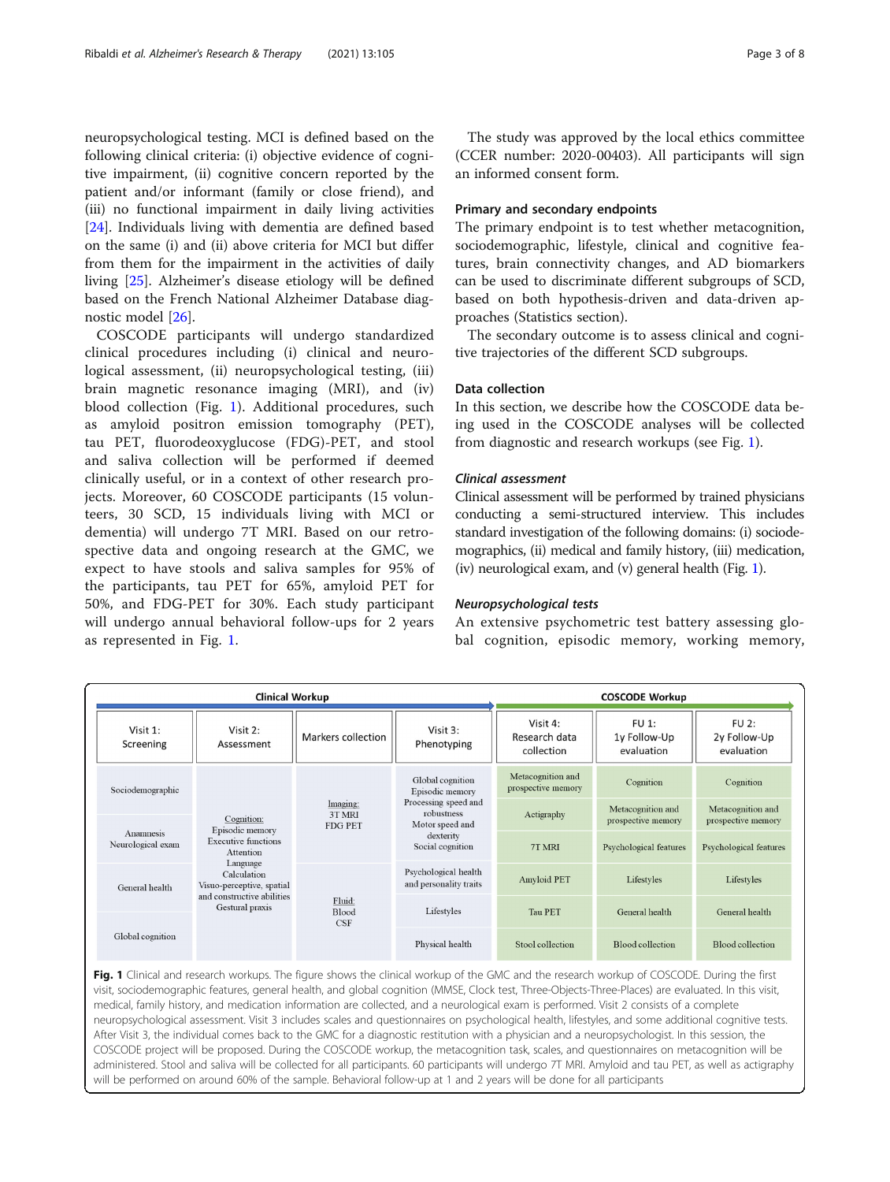neuropsychological testing. MCI is defined based on the following clinical criteria: (i) objective evidence of cognitive impairment, (ii) cognitive concern reported by the patient and/or informant (family or close friend), and (iii) no functional impairment in daily living activities [24]. Individuals living with dementia are defined based on the same (i) and (ii) above criteria for MCI but differ from them for the impairment in the activities of daily living [25]. Alzheimer's disease etiology will be defined based on the French National Alzheimer Database diagnostic model [26].

COSCODE participants will undergo standardized clinical procedures including (i) clinical and neurological assessment, (ii) neuropsychological testing, (iii) brain magnetic resonance imaging (MRI), and (iv) blood collection (Fig. 1). Additional procedures, such as amyloid positron emission tomography (PET), tau PET, fluorodeoxyglucose (FDG)-PET, and stool and saliva collection will be performed if deemed clinically useful, or in a context of other research projects. Moreover, 60 COSCODE participants (15 volunteers, 30 SCD, 15 individuals living with MCI or dementia) will undergo 7T MRI. Based on our retrospective data and ongoing research at the GMC, we expect to have stools and saliva samples for 95% of the participants, tau PET for 65%, amyloid PET for 50%, and FDG-PET for 30%. Each study participant will undergo annual behavioral follow-ups for 2 years as represented in Fig. 1.

The study was approved by the local ethics committee (CCER number: 2020-00403). All participants will sign an informed consent form.

### Primary and secondary endpoints

The primary endpoint is to test whether metacognition, sociodemographic, lifestyle, clinical and cognitive features, brain connectivity changes, and AD biomarkers can be used to discriminate different subgroups of SCD, based on both hypothesis-driven and data-driven approaches (Statistics section).

The secondary outcome is to assess clinical and cognitive trajectories of the different SCD subgroups.

### Data collection

In this section, we describe how the COSCODE data being used in the COSCODE analyses will be collected from diagnostic and research workups (see Fig. 1).

#### *Clinical assessment*

Clinical assessment will be performed by trained physicians conducting a semi-structured interview. This includes standard investigation of the following domains: (i) sociodemographics, (ii) medical and family history, (iii) medication, (iv) neurological exam, and (v) general health (Fig. 1).

#### *Neuropsychological tests*

An extensive psychometric test battery assessing global cognition, episodic memory, working memory,

| Clinical Workup | | | | COSCODE Workup | | |
|---|---|---|---|---|---|---|
| Visit 1: Screening | Visit 2: Assessment | Markers collection | Visit 3: Phenotyping | Visit 4: Research data collection | FU 1: 1y Follow-Up evaluation | FU 2: 2y Follow-Up evaluation |
| Sociodemographic | Cognition: Episodic memory, Executive functions, Attention, Language, Calculation, Visuo-perceptive, spatial and constructive abilities, Gestural praxis | Imaging: 3T MRI, FDG PET | Global cognition, Episodic memory, Processing speed and robustness, Motor speed and dexterity, Social cognition | Metacognition and prospective memory | Cognition | Cognition |
| Anamnesis Neurological exam | | | | Actigraphy | Metacognition and prospective memory | Metacognition and prospective memory |
| | | | | 7T MRI | Psychological features | Psychological features |
| General health | | Fluid: Blood, CSF | Psychological health and personality traits | Amyloid PET | Lifestyles | Lifestyles |
| Global cognition | | | Lifestyles | Tau PET | General health | General health |
| | | | Physical health | Stool collection | Blood collection | Blood collection |

**Fig. 1** Clinical and research workups. The figure shows the clinical workup of the GMC and the research workup of COSCODE. During the first visit, sociodemographic features, general health, and global cognition (MMSE, Clock test, Three-Objects-Three-Places) are evaluated. In this visit, medical, family history, and medication information are collected, and a neurological exam is performed. Visit 2 consists of a complete neuropsychological assessment. Visit 3 includes scales and questionnaires on psychological health, lifestyles, and some additional cognitive tests. After Visit 3, the individual comes back to the GMC for a diagnostic restitution with a physician and a neuropsychologist. In this session, the COSCODE project will be proposed. During the COSCODE workup, the metacognition task, scales, and questionnaires on metacognition will be administered. Stool and saliva will be collected for all participants. 60 participants will undergo 7T MRI. Amyloid and tau PET, as well as actigraphy will be performed on around 60% of the sample. Behavioral follow-up at 1 and 2 years will be done for all participants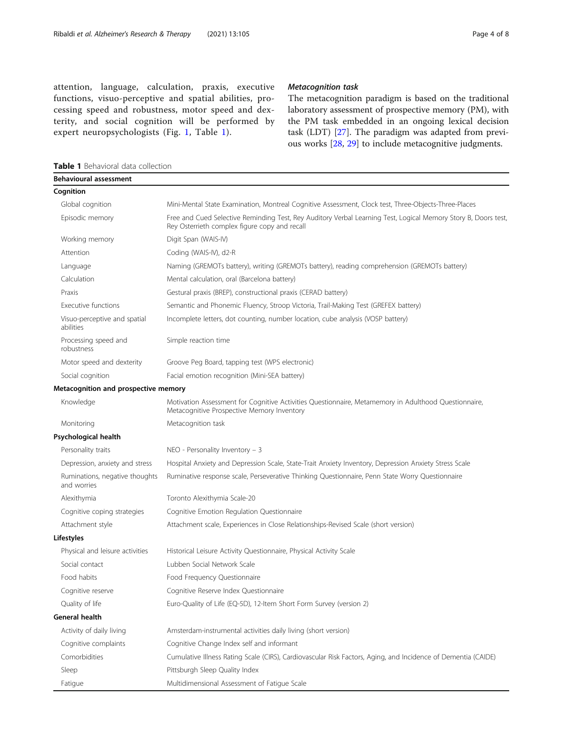attention, language, calculation, praxis, executive functions, visuo-perceptive and spatial abilities, processing speed and robustness, motor speed and dexterity, and social cognition will be performed by expert neuropsychologists (Fig. 1, Table 1).

#### *Metacognition task*

The metacognition paradigm is based on the traditional laboratory assessment of prospective memory (PM), with the PM task embedded in an ongoing lexical decision task (LDT) [27]. The paradigm was adapted from previous works [28, 29] to include metacognitive judgments.

**Table 1** Behavioral data collection

| **Behavioural assessment** | |
|---|---|
| **Cognition** | |
| Global cognition | Mini-Mental State Examination, Montreal Cognitive Assessment, Clock test, Three-Objects-Three-Places |
| Episodic memory | Free and Cued Selective Reminding Test, Rey Auditory Verbal Learning Test, Logical Memory Story B, Doors test, Rey Osterrieth complex figure copy and recall |
| Working memory | Digit Span (WAIS-IV) |
| Attention | Coding (WAIS-IV), d2-R |
| Language | Naming (GREMOTs battery), writing (GREMOTs battery), reading comprehension (GREMOTs battery) |
| Calculation | Mental calculation, oral (Barcelona battery) |
| Praxis | Gestural praxis (BREP), constructional praxis (CERAD battery) |
| Executive functions | Semantic and Phonemic Fluency, Stroop Victoria, Trail-Making Test (GREFEX battery) |
| Visuo-perceptive and spatial abilities | Incomplete letters, dot counting, number location, cube analysis (VOSP battery) |
| Processing speed and robustness | Simple reaction time |
| Motor speed and dexterity | Groove Peg Board, tapping test (WPS electronic) |
| Social cognition | Facial emotion recognition (Mini-SEA battery) |
| **Metacognition and prospective memory** | |
| Knowledge | Motivation Assessment for Cognitive Activities Questionnaire, Metamemory in Adulthood Questionnaire, Metacognitive Prospective Memory Inventory |
| Monitoring | Metacognition task |
| **Psychological health** | |
| Personality traits | NEO - Personality Inventory – 3 |
| Depression, anxiety and stress | Hospital Anxiety and Depression Scale, State-Trait Anxiety Inventory, Depression Anxiety Stress Scale |
| Ruminations, negative thoughts and worries | Ruminative response scale, Perseverative Thinking Questionnaire, Penn State Worry Questionnaire |
| Alexithymia | Toronto Alexithymia Scale-20 |
| Cognitive coping strategies | Cognitive Emotion Regulation Questionnaire |
| Attachment style | Attachment scale, Experiences in Close Relationships-Revised Scale (short version) |
| **Lifestyles** | |
| Physical and leisure activities | Historical Leisure Activity Questionnaire, Physical Activity Scale |
| Social contact | Lubben Social Network Scale |
| Food habits | Food Frequency Questionnaire |
| Cognitive reserve | Cognitive Reserve Index Questionnaire |
| Quality of life | Euro-Quality of Life (EQ-5D), 12-Item Short Form Survey (version 2) |
| **General health** | |
| Activity of daily living | Amsterdam-instrumental activities daily living (short version) |
| Cognitive complaints | Cognitive Change Index self and informant |
| Comorbidities | Cumulative Illness Rating Scale (CIRS), Cardiovascular Risk Factors, Aging, and Incidence of Dementia (CAIDE) |
| Sleep | Pittsburgh Sleep Quality Index |
| Fatigue | Multidimensional Assessment of Fatigue Scale |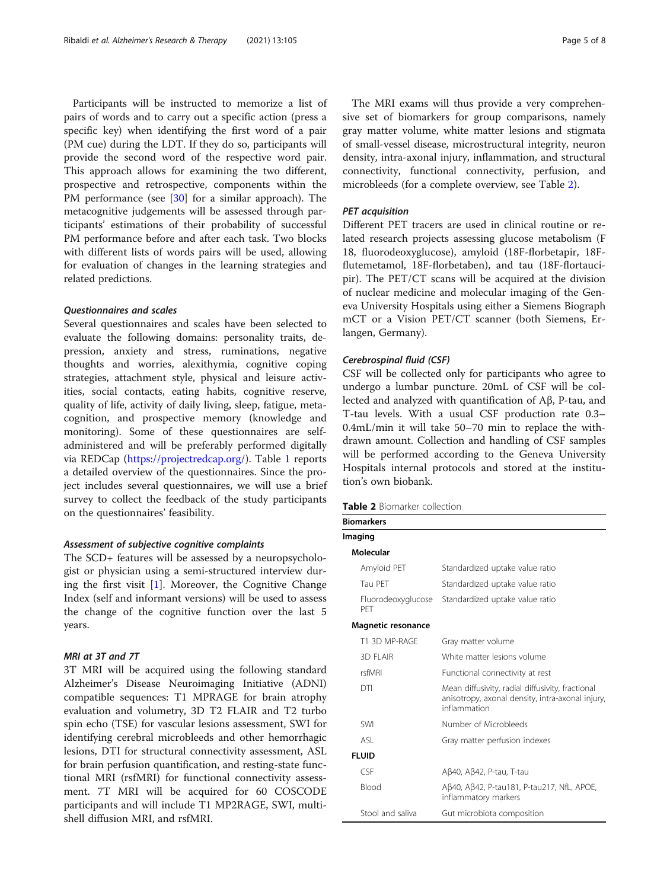Participants will be instructed to memorize a list of pairs of words and to carry out a specific action (press a specific key) when identifying the first word of a pair (PM cue) during the LDT. If they do so, participants will provide the second word of the respective word pair. This approach allows for examining the two different, prospective and retrospective, components within the PM performance (see [30] for a similar approach). The metacognitive judgements will be assessed through participants' estimations of their probability of successful PM performance before and after each task. Two blocks with different lists of words pairs will be used, allowing for evaluation of changes in the learning strategies and related predictions.

#### Questionnaires and scales

Several questionnaires and scales have been selected to evaluate the following domains: personality traits, depression, anxiety and stress, ruminations, negative thoughts and worries, alexithymia, cognitive coping strategies, attachment style, physical and leisure activities, social contacts, eating habits, cognitive reserve, quality of life, activity of daily living, sleep, fatigue, metacognition, and prospective memory (knowledge and monitoring). Some of these questionnaires are self-administered and will be preferably performed digitally via REDCap (https://projectredcap.org/). Table 1 reports a detailed overview of the questionnaires. Since the project includes several questionnaires, we will use a brief survey to collect the feedback of the study participants on the questionnaires' feasibility.

#### Assessment of subjective cognitive complaints

The SCD+ features will be assessed by a neuropsychologist or physician using a semi-structured interview during the first visit [1]. Moreover, the Cognitive Change Index (self and informant versions) will be used to assess the change of the cognitive function over the last 5 years.

#### MRI at 3T and 7T

3T MRI will be acquired using the following standard Alzheimer's Disease Neuroimaging Initiative (ADNI) compatible sequences: T1 MPRAGE for brain atrophy evaluation and volumetry, 3D T2 FLAIR and T2 turbo spin echo (TSE) for vascular lesions assessment, SWI for identifying cerebral microbleeds and other hemorrhagic lesions, DTI for structural connectivity assessment, ASL for brain perfusion quantification, and resting-state functional MRI (rsfMRI) for functional connectivity assessment. 7T MRI will be acquired for 60 COSCODE participants and will include T1 MP2RAGE, SWI, multishell diffusion MRI, and rsfMRI.

The MRI exams will thus provide a very comprehensive set of biomarkers for group comparisons, namely gray matter volume, white matter lesions and stigmata of small-vessel disease, microstructural integrity, neuron density, intra-axonal injury, inflammation, and structural connectivity, functional connectivity, perfusion, and microbleeds (for a complete overview, see Table 2).

#### PET acquisition

Different PET tracers are used in clinical routine or related research projects assessing glucose metabolism (F 18, fluorodeoxyglucose), amyloid (18F-florbetapir, 18F-flutemetamol, 18F-florbetaben), and tau (18F-flortaucipir). The PET/CT scans will be acquired at the division of nuclear medicine and molecular imaging of the Geneva University Hospitals using either a Siemens Biograph mCT or a Vision PET/CT scanner (both Siemens, Erlangen, Germany).

#### Cerebrospinal fluid (CSF)

CSF will be collected only for participants who agree to undergo a lumbar puncture. 20mL of CSF will be collected and analyzed with quantification of Aβ, P-tau, and T-tau levels. With a usual CSF production rate 0.3–0.4mL/min it will take 50–70 min to replace the withdrawn amount. Collection and handling of CSF samples will be performed according to the Geneva University Hospitals internal protocols and stored at the institution's own biobank.

**Table 2** Biomarker collection

| **Biomarkers** | |
|---|---|
| **Imaging** | |
| **Molecular** | |
| Amyloid PET | Standardized uptake value ratio |
| Tau PET | Standardized uptake value ratio |
| Fluorodeoxyglucose PET | Standardized uptake value ratio |
| **Magnetic resonance** | |
| T1 3D MP-RAGE | Gray matter volume |
| 3D FLAIR | White matter lesions volume |
| rsfMRI | Functional connectivity at rest |
| DTI | Mean diffusivity, radial diffusivity, fractional anisotropy, axonal density, intra-axonal injury, inflammation |
| SWI | Number of Microbleeds |
| ASL | Gray matter perfusion indexes |
| **FLUID** | |
| CSF | Aβ40, Aβ42, P-tau, T-tau |
| Blood | Aβ40, Aβ42, P-tau181, P-tau217, NfL, APOE, inflammatory markers |
| Stool and saliva | Gut microbiota composition |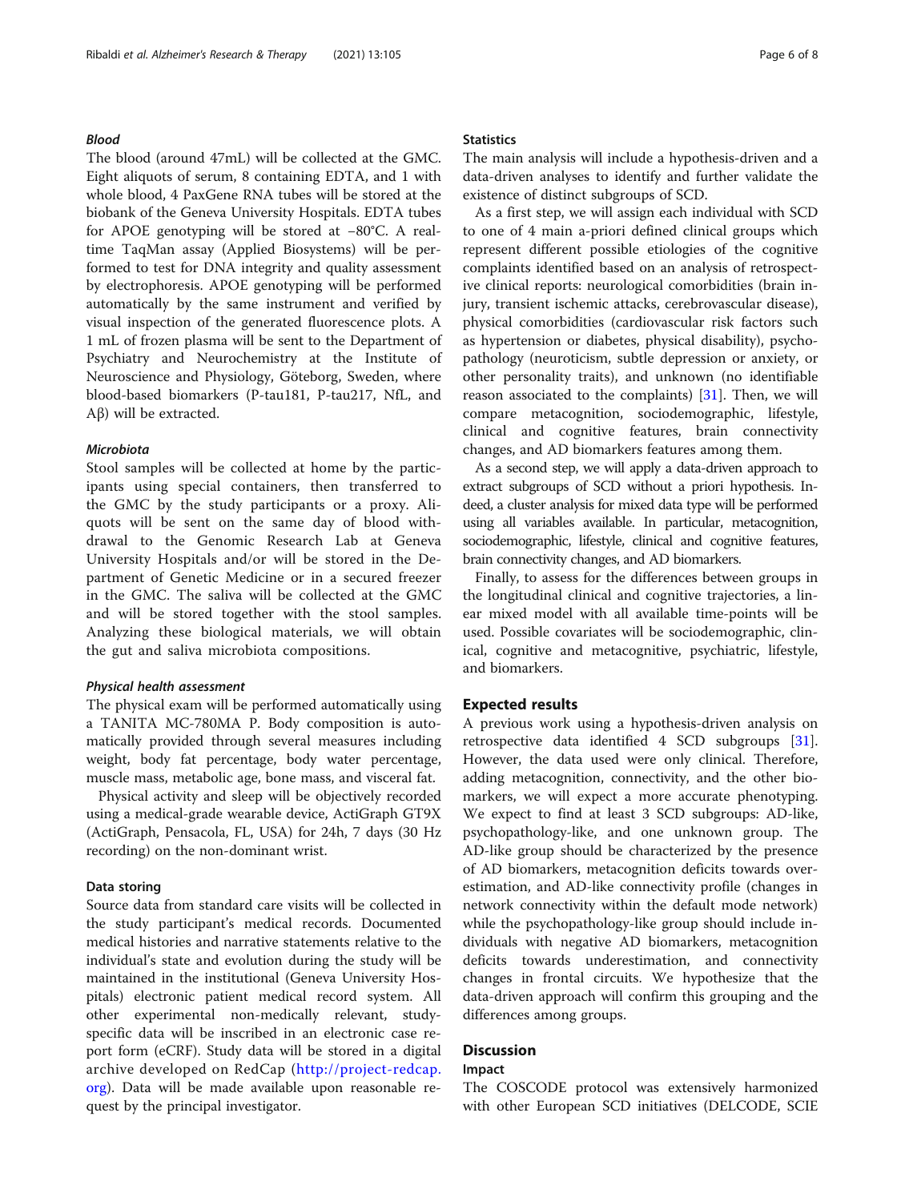#### *Blood*

The blood (around 47mL) will be collected at the GMC. Eight aliquots of serum, 8 containing EDTA, and 1 with whole blood, 4 PaxGene RNA tubes will be stored at the biobank of the Geneva University Hospitals. EDTA tubes for APOE genotyping will be stored at −80°C. A real-time TaqMan assay (Applied Biosystems) will be performed to test for DNA integrity and quality assessment by electrophoresis. APOE genotyping will be performed automatically by the same instrument and verified by visual inspection of the generated fluorescence plots. A 1 mL of frozen plasma will be sent to the Department of Psychiatry and Neurochemistry at the Institute of Neuroscience and Physiology, Göteborg, Sweden, where blood-based biomarkers (P-tau181, P-tau217, NfL, and Aβ) will be extracted.

#### *Microbiota*

Stool samples will be collected at home by the participants using special containers, then transferred to the GMC by the study participants or a proxy. Aliquots will be sent on the same day of blood withdrawal to the Genomic Research Lab at Geneva University Hospitals and/or will be stored in the Department of Genetic Medicine or in a secured freezer in the GMC. The saliva will be collected at the GMC and will be stored together with the stool samples. Analyzing these biological materials, we will obtain the gut and saliva microbiota compositions.

#### *Physical health assessment*

The physical exam will be performed automatically using a TANITA MC-780MA P. Body composition is automatically provided through several measures including weight, body fat percentage, body water percentage, muscle mass, metabolic age, bone mass, and visceral fat.

Physical activity and sleep will be objectively recorded using a medical-grade wearable device, ActiGraph GT9X (ActiGraph, Pensacola, FL, USA) for 24h, 7 days (30 Hz recording) on the non-dominant wrist.

### Data storing

Source data from standard care visits will be collected in the study participant's medical records. Documented medical histories and narrative statements relative to the individual's state and evolution during the study will be maintained in the institutional (Geneva University Hospitals) electronic patient medical record system. All other experimental non-medically relevant, study-specific data will be inscribed in an electronic case report form (eCRF). Study data will be stored in a digital archive developed on RedCap (http://project-redcap.org). Data will be made available upon reasonable request by the principal investigator.

### Statistics

The main analysis will include a hypothesis-driven and a data-driven analyses to identify and further validate the existence of distinct subgroups of SCD.

As a first step, we will assign each individual with SCD to one of 4 main a-priori defined clinical groups which represent different possible etiologies of the cognitive complaints identified based on an analysis of retrospective clinical reports: neurological comorbidities (brain injury, transient ischemic attacks, cerebrovascular disease), physical comorbidities (cardiovascular risk factors such as hypertension or diabetes, physical disability), psychopathology (neuroticism, subtle depression or anxiety, or other personality traits), and unknown (no identifiable reason associated to the complaints) [31]. Then, we will compare metacognition, sociodemographic, lifestyle, clinical and cognitive features, brain connectivity changes, and AD biomarkers features among them.

As a second step, we will apply a data-driven approach to extract subgroups of SCD without a priori hypothesis. Indeed, a cluster analysis for mixed data type will be performed using all variables available. In particular, metacognition, sociodemographic, lifestyle, clinical and cognitive features, brain connectivity changes, and AD biomarkers.

Finally, to assess for the differences between groups in the longitudinal clinical and cognitive trajectories, a linear mixed model with all available time-points will be used. Possible covariates will be sociodemographic, clinical, cognitive and metacognitive, psychiatric, lifestyle, and biomarkers.

## Expected results

A previous work using a hypothesis-driven analysis on retrospective data identified 4 SCD subgroups [31]. However, the data used were only clinical. Therefore, adding metacognition, connectivity, and the other biomarkers, we will expect a more accurate phenotyping. We expect to find at least 3 SCD subgroups: AD-like, psychopathology-like, and one unknown group. The AD-like group should be characterized by the presence of AD biomarkers, metacognition deficits towards overestimation, and AD-like connectivity profile (changes in network connectivity within the default mode network) while the psychopathology-like group should include individuals with negative AD biomarkers, metacognition deficits towards underestimation, and connectivity changes in frontal circuits. We hypothesize that the data-driven approach will confirm this grouping and the differences among groups.

## Discussion

### Impact

The COSCODE protocol was extensively harmonized with other European SCD initiatives (DELCODE, SCIE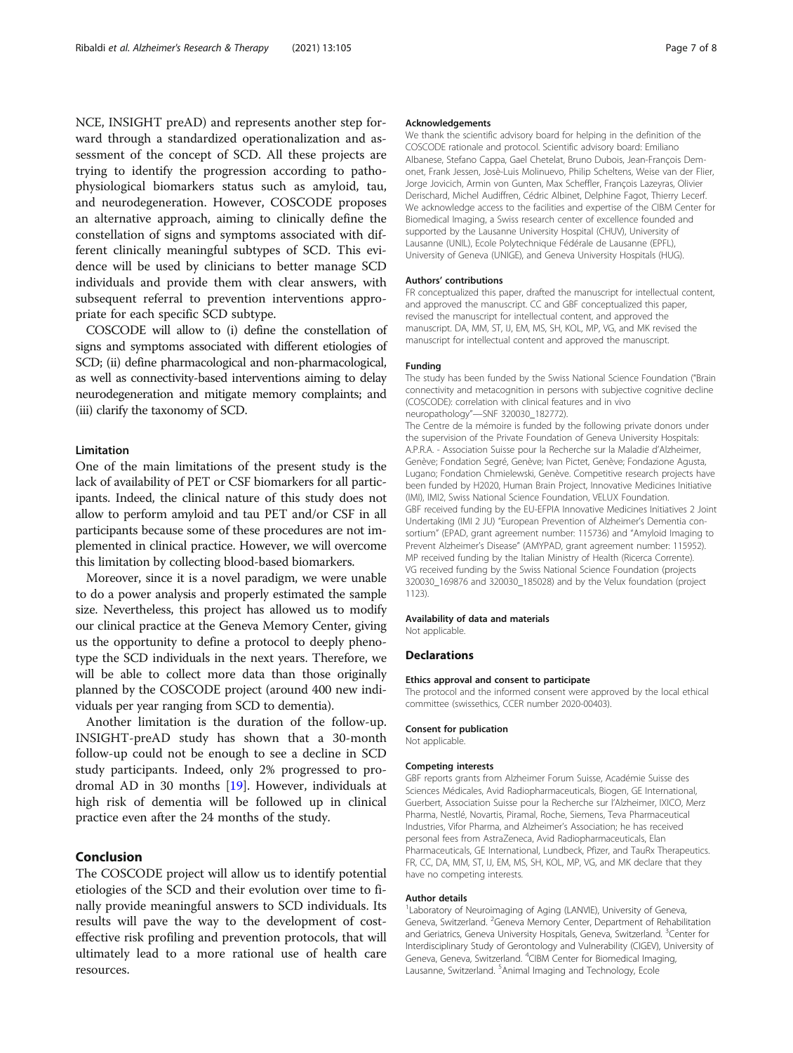NCE, INSIGHT preAD) and represents another step forward through a standardized operationalization and assessment of the concept of SCD. All these projects are trying to identify the progression according to pathophysiological biomarkers status such as amyloid, tau, and neurodegeneration. However, COSCODE proposes an alternative approach, aiming to clinically define the constellation of signs and symptoms associated with different clinically meaningful subtypes of SCD. This evidence will be used by clinicians to better manage SCD individuals and provide them with clear answers, with subsequent referral to prevention interventions appropriate for each specific SCD subtype.

COSCODE will allow to (i) define the constellation of signs and symptoms associated with different etiologies of SCD; (ii) define pharmacological and non-pharmacological, as well as connectivity-based interventions aiming to delay neurodegeneration and mitigate memory complaints; and (iii) clarify the taxonomy of SCD.

### Limitation

One of the main limitations of the present study is the lack of availability of PET or CSF biomarkers for all participants. Indeed, the clinical nature of this study does not allow to perform amyloid and tau PET and/or CSF in all participants because some of these procedures are not implemented in clinical practice. However, we will overcome this limitation by collecting blood-based biomarkers.

Moreover, since it is a novel paradigm, we were unable to do a power analysis and properly estimated the sample size. Nevertheless, this project has allowed us to modify our clinical practice at the Geneva Memory Center, giving us the opportunity to define a protocol to deeply phenotype the SCD individuals in the next years. Therefore, we will be able to collect more data than those originally planned by the COSCODE project (around 400 new individuals per year ranging from SCD to dementia).

Another limitation is the duration of the follow-up. INSIGHT-preAD study has shown that a 30-month follow-up could not be enough to see a decline in SCD study participants. Indeed, only 2% progressed to prodromal AD in 30 months [19]. However, individuals at high risk of dementia will be followed up in clinical practice even after the 24 months of the study.

## Conclusion

The COSCODE project will allow us to identify potential etiologies of the SCD and their evolution over time to finally provide meaningful answers to SCD individuals. Its results will pave the way to the development of cost-effective risk profiling and prevention protocols, that will ultimately lead to a more rational use of health care resources.

#### Acknowledgements

We thank the scientific advisory board for helping in the definition of the COSCODE rationale and protocol. Scientific advisory board: Emiliano Albanese, Stefano Cappa, Gael Chetelat, Bruno Dubois, Jean-François Demonet, Frank Jessen, Josè-Luis Molinuevo, Philip Scheltens, Weise van der Flier, Jorge Jovicich, Armin von Gunten, Max Scheffler, François Lazeyras, Olivier Derischard, Michel Audiffren, Cédric Albinet, Delphine Fagot, Thierry Lecerf. We acknowledge access to the facilities and expertise of the CIBM Center for Biomedical Imaging, a Swiss research center of excellence founded and supported by the Lausanne University Hospital (CHUV), University of Lausanne (UNIL), Ecole Polytechnique Fédérale de Lausanne (EPFL), University of Geneva (UNIGE), and Geneva University Hospitals (HUG).

#### Authors' contributions

FR conceptualized this paper, drafted the manuscript for intellectual content, and approved the manuscript. CC and GBF conceptualized this paper, revised the manuscript for intellectual content, and approved the manuscript. DA, MM, ST, IJ, EM, MS, SH, KOL, MP, VG, and MK revised the manuscript for intellectual content and approved the manuscript.

#### Funding

The study has been funded by the Swiss National Science Foundation ("Brain connectivity and metacognition in persons with subjective cognitive decline (COSCODE): correlation with clinical features and in vivo neuropathology"—SNF 320030_182772).

The Centre de la mémoire is funded by the following private donors under the supervision of the Private Foundation of Geneva University Hospitals: A.P.R.A. - Association Suisse pour la Recherche sur la Maladie d'Alzheimer, Genève; Fondation Segré, Genève; Ivan Pictet, Genève; Fondazione Agusta, Lugano; Fondation Chmielewski, Genève. Competitive research projects have been funded by H2020, Human Brain Project, Innovative Medicines Initiative (IMI), IMI2, Swiss National Science Foundation, VELUX Foundation. GBF received funding by the EU-EFPIA Innovative Medicines Initiatives 2 Joint Undertaking (IMI 2 JU) "European Prevention of Alzheimer's Dementia consortium" (EPAD, grant agreement number: 115736) and "Amyloid Imaging to Prevent Alzheimer's Disease" (AMYPAD, grant agreement number: 115952). MP received funding by the Italian Ministry of Health (Ricerca Corrente). VG received funding by the Swiss National Science Foundation (projects 320030_169876 and 320030_185028) and by the Velux foundation (project 1123).

#### Availability of data and materials

Not applicable.

### Declarations

#### Ethics approval and consent to participate

The protocol and the informed consent were approved by the local ethical committee (swissethics, CCER number 2020-00403).

#### Consent for publication

Not applicable.

#### Competing interests

GBF reports grants from Alzheimer Forum Suisse, Académie Suisse des Sciences Médicales, Avid Radiopharmaceuticals, Biogen, GE International, Guerbert, Association Suisse pour la Recherche sur l'Alzheimer, IXICO, Merz Pharma, Nestlé, Novartis, Piramal, Roche, Siemens, Teva Pharmaceutical Industries, Vifor Pharma, and Alzheimer's Association; he has received personal fees from AstraZeneca, Avid Radiopharmaceuticals, Elan Pharmaceuticals, GE International, Lundbeck, Pfizer, and TauRx Therapeutics. FR, CC, DA, MM, ST, IJ, EM, MS, SH, KOL, MP, VG, and MK declare that they have no competing interests.

#### Author details

[1]Laboratory of Neuroimaging of Aging (LANVIE), University of Geneva, Geneva, Switzerland. [2]Geneva Memory Center, Department of Rehabilitation and Geriatrics, Geneva University Hospitals, Geneva, Switzerland. [3]Center for Interdisciplinary Study of Gerontology and Vulnerability (CIGEV), University of Geneva, Geneva, Switzerland. [4]CIBM Center for Biomedical Imaging, Lausanne, Switzerland. [5]Animal Imaging and Technology, Ecole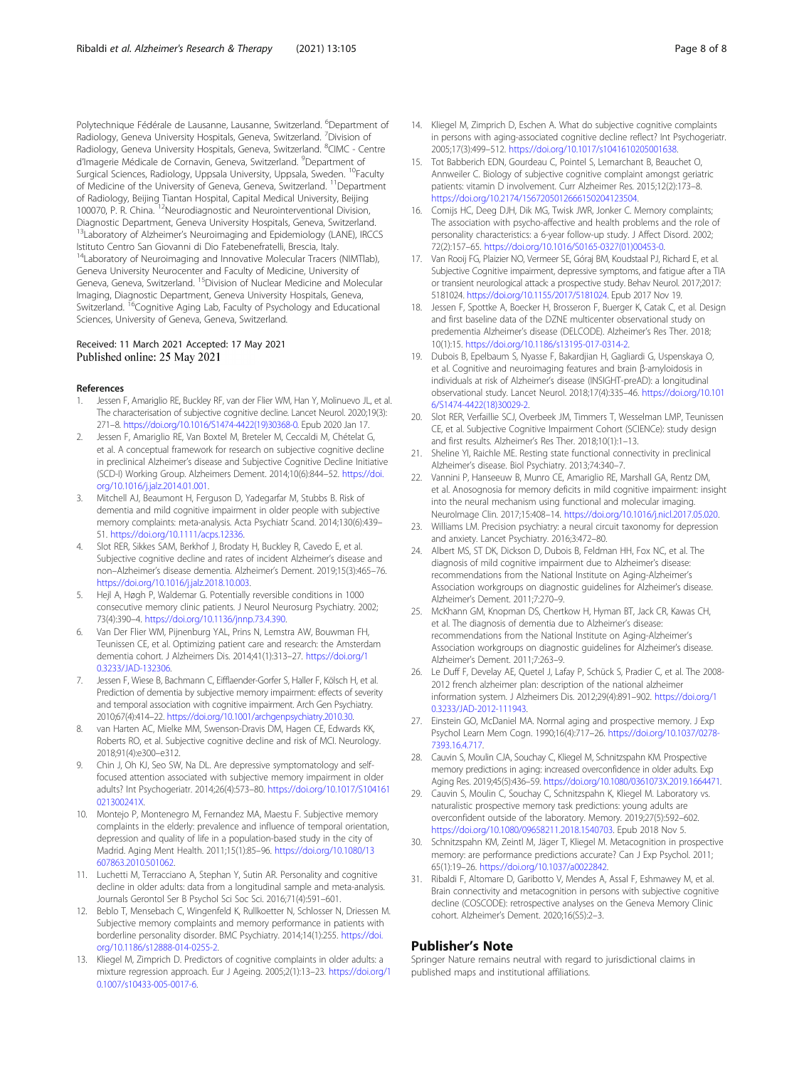Polytechnique Fédérale de Lausanne, Lausanne, Switzerland. [6]Department of Radiology, Geneva University Hospitals, Geneva, Switzerland. [7]Division of Radiology, Geneva University Hospitals, Geneva, Switzerland. [8]CIMC - Centre d'Imagerie Médicale de Cornavin, Geneva, Switzerland. [9]Department of Surgical Sciences, Radiology, Uppsala University, Uppsala, Sweden. [10]Faculty of Medicine of the University of Geneva, Geneva, Switzerland. [11]Department of Radiology, Beijing Tiantan Hospital, Capital Medical University, Beijing 100070, P. R. China. [12]Neurodiagnostic and Neurointerventional Division, Diagnostic Department, Geneva University Hospitals, Geneva, Switzerland. [13]Laboratory of Alzheimer's Neuroimaging and Epidemiology (LANE), IRCCS Istituto Centro San Giovanni di Dio Fatebenefratelli, Brescia, Italy. [14]Laboratory of Neuroimaging and Innovative Molecular Tracers (NIMTlab), Geneva University Neurocenter and Faculty of Medicine, University of Geneva, Geneva, Switzerland. [15]Division of Nuclear Medicine and Molecular Imaging, Diagnostic Department, Geneva University Hospitals, Geneva, Switzerland. [16]Cognitive Aging Lab, Faculty of Psychology and Educational Sciences, University of Geneva, Geneva, Switzerland.

Received: 11 March 2021 Accepted: 17 May 2021
Published online: 25 May 2021

### References

1. Jessen F, Amariglio RE, Buckley RF, van der Flier WM, Han Y, Molinuevo JL, et al. The characterisation of subjective cognitive decline. Lancet Neurol. 2020;19(3):271–8. https://doi.org/10.1016/S1474-4422(19)30368-0. Epub 2020 Jan 17.
2. Jessen F, Amariglio RE, Van Boxtel M, Breteler M, Ceccaldi M, Chételat G, et al. A conceptual framework for research on subjective cognitive decline in preclinical Alzheimer's disease and Subjective Cognitive Decline Initiative (SCD-I) Working Group. Alzheimers Dement. 2014;10(6):844–52. https://doi.org/10.1016/j.jalz.2014.01.001.
3. Mitchell AJ, Beaumont H, Ferguson D, Yadegarfar M, Stubbs B. Risk of dementia and mild cognitive impairment in older people with subjective memory complaints: meta-analysis. Acta Psychiatr Scand. 2014;130(6):439–51. https://doi.org/10.1111/acps.12336.
4. Slot RER, Sikkes SAM, Berkhof J, Brodaty H, Buckley R, Cavedo E, et al. Subjective cognitive decline and rates of incident Alzheimer's disease and non–Alzheimer's disease dementia. Alzheimer's Dement. 2019;15(3):465–76. https://doi.org/10.1016/j.jalz.2018.10.003.
5. Hejl A, Høgh P, Waldemar G. Potentially reversible conditions in 1000 consecutive memory clinic patients. J Neurol Neurosurg Psychiatry. 2002;73(4):390–4. https://doi.org/10.1136/jnnp.73.4.390.
6. Van Der Flier WM, Pijnenburg YAL, Prins N, Lemstra AW, Bouwman FH, Teunissen CE, et al. Optimizing patient care and research: the Amsterdam dementia cohort. J Alzheimers Dis. 2014;41(1):313–27. https://doi.org/10.3233/JAD-132306.
7. Jessen F, Wiese B, Bachmann C, Eifflaender-Gorfer S, Haller F, Kölsch H, et al. Prediction of dementia by subjective memory impairment: effects of severity and temporal association with cognitive impairment. Arch Gen Psychiatry. 2010;67(4):414–22. https://doi.org/10.1001/archgenpsychiatry.2010.30.
8. van Harten AC, Mielke MM, Swenson-Dravis DM, Hagen CE, Edwards KK, Roberts RO, et al. Subjective cognitive decline and risk of MCI. Neurology. 2018;91(4):e300–e312.
9. Chin J, Oh KJ, Seo SW, Na DL. Are depressive symptomatology and self-focused attention associated with subjective memory impairment in older adults? Int Psychogeriatr. 2014;26(4):573–80. https://doi.org/10.1017/S1041610213002241X.
10. Montejo P, Montenegro M, Fernandez MA, Maestu F. Subjective memory complaints in the elderly: prevalence and influence of temporal orientation, depression and quality of life in a population-based study in the city of Madrid. Aging Ment Health. 2011;15(1):85–96. https://doi.org/10.1080/13607863.2010.501062.
11. Luchetti M, Terracciano A, Stephan Y, Sutin AR. Personality and cognitive decline in older adults: data from a longitudinal sample and meta-analysis. Journals Gerontol Ser B Psychol Sci Soc Sci. 2016;71(4):591–601.
12. Beblo T, Mensebach C, Wingenfeld K, Rullkoetter N, Schlosser N, Driessen M. Subjective memory complaints and memory performance in patients with borderline personality disorder. BMC Psychiatry. 2014;14(1):255. https://doi.org/10.1186/s12888-014-0255-2.
13. Kliegel M, Zimprich D. Predictors of cognitive complaints in older adults: a mixture regression approach. Eur J Ageing. 2005;2(1):13–23. https://doi.org/10.1007/s10433-005-0017-6.
14. Kliegel M, Zimprich D, Eschen A. What do subjective cognitive complaints in persons with aging-associated cognitive decline reflect? Int Psychogeriatr. 2005;17(3):499–512. https://doi.org/10.1017/s1041610205001638.
15. Tot Babberich EDN, Gourdeau C, Pointel S, Lemarchant B, Beauchet O, Annweiler C. Biology of subjective cognitive complaint amongst geriatric patients: vitamin D involvement. Curr Alzheimer Res. 2015;12(2):173–8. https://doi.org/10.2174/1567205012666150204123504.
16. Comijs HC, Deeg DJH, Dik MG, Twisk JWR, Jonker C. Memory complaints; The association with psycho-affective and health problems and the role of personality characteristics: a 6-year follow-up study. J Affect Disord. 2002;72(2):157–65. https://doi.org/10.1016/S0165-0327(01)00453-0.
17. Van Rooij FG, Plaizier NO, Vermeer SE, Góraj BM, Koudstaal PJ, Richard E, et al. Subjective Cognitive impairment, depressive symptoms, and fatigue after a TIA or transient neurological attack: a prospective study. Behav Neurol. 2017;2017:5181024. https://doi.org/10.1155/2017/5181024. Epub 2017 Nov 19.
18. Jessen F, Spottke A, Boecker H, Brosseron F, Buerger K, Catak C, et al. Design and first baseline data of the DZNE multicenter observational study on predementia Alzheimer's disease (DELCODE). Alzheimer's Res Ther. 2018;10(1):15. https://doi.org/10.1186/s13195-017-0314-2.
19. Dubois B, Epelbaum S, Nyasse F, Bakardjian H, Gagliardi G, Uspenskaya O, et al. Cognitive and neuroimaging features and brain β-amyloidosis in individuals at risk of Alzheimer's disease (INSIGHT-preAD): a longitudinal observational study. Lancet Neurol. 2018;17(4):335–46. https://doi.org/10.1016/S1474-4422(18)30029-2.
20. Slot RER, Verfaillie SCJ, Overbeek JM, Timmers T, Wesselman LMP, Teunissen CE, et al. Subjective Cognitive Impairment Cohort (SCIENCe): study design and first results. Alzheimer's Res Ther. 2018;10(1):1–13.
21. Sheline YI, Raichle ME. Resting state functional connectivity in preclinical Alzheimer's disease. Biol Psychiatry. 2013;74:340–7.
22. Vannini P, Hanseeuw B, Munro CE, Amariglio RE, Marshall GA, Rentz DM, et al. Anosognosia for memory deficits in mild cognitive impairment: insight into the neural mechanism using functional and molecular imaging. NeuroImage Clin. 2017;15:408–14. https://doi.org/10.1016/j.nicl.2017.05.020.
23. Williams LM. Precision psychiatry: a neural circuit taxonomy for depression and anxiety. Lancet Psychiatry. 2016;3:472–80.
24. Albert MS, ST DK, Dickson D, Dubois B, Feldman HH, Fox NC, et al. The diagnosis of mild cognitive impairment due to Alzheimer's disease: recommendations from the National Institute on Aging-Alzheimer's Association workgroups on diagnostic guidelines for Alzheimer's disease. Alzheimer's Dement. 2011;7:270–9.
25. McKhann GM, Knopman DS, Chertkow H, Hyman BT, Jack CR, Kawas CH, et al. The diagnosis of dementia due to Alzheimer's disease: recommendations from the National Institute on Aging-Alzheimer's Association workgroups on diagnostic guidelines for Alzheimer's disease. Alzheimer's Dement. 2011;7:263–9.
26. Le Duff F, Develay AE, Quetel J, Lafay P, Schück S, Pradier C, et al. The 2008-2012 french alzheimer plan: description of the national alzheimer information system. J Alzheimers Dis. 2012;29(4):891–902. https://doi.org/10.3233/JAD-2012-111943.
27. Einstein GO, McDaniel MA. Normal aging and prospective memory. J Exp Psychol Learn Mem Cogn. 1990;16(4):717–26. https://doi.org/10.1037/0278-7393.16.4.717.
28. Cauvin S, Moulin CJA, Souchay C, Kliegel M, Schnitzspahn KM. Prospective memory predictions in aging: increased overconfidence in older adults. Exp Aging Res. 2019;45(5):436–59. https://doi.org/10.1080/0361073X.2019.1664471.
29. Cauvin S, Moulin C, Souchay C, Schnitzspahn K, Kliegel M. Laboratory vs. naturalistic prospective memory task predictions: young adults are overconfident outside of the laboratory. Memory. 2019;27(5):592–602. https://doi.org/10.1080/09658211.2018.1540703. Epub 2018 Nov 5.
30. Schnitzspahn KM, Zeintl M, Jäger T, Kliegel M. Metacognition in prospective memory: are performance predictions accurate? Can J Exp Psychol. 2011;65(1):19–26. https://doi.org/10.1037/a0022842.
31. Ribaldi F, Altomare D, Garibotto V, Mendes A, Assal F, Eshmawey M, et al. Brain connectivity and metacognition in persons with subjective cognitive decline (COSCODE): retrospective analyses on the Geneva Memory Clinic cohort. Alzheimer's Dement. 2020;16(S5):2–3.

## Publisher's Note

Springer Nature remains neutral with regard to jurisdictional claims in published maps and institutional affiliations.